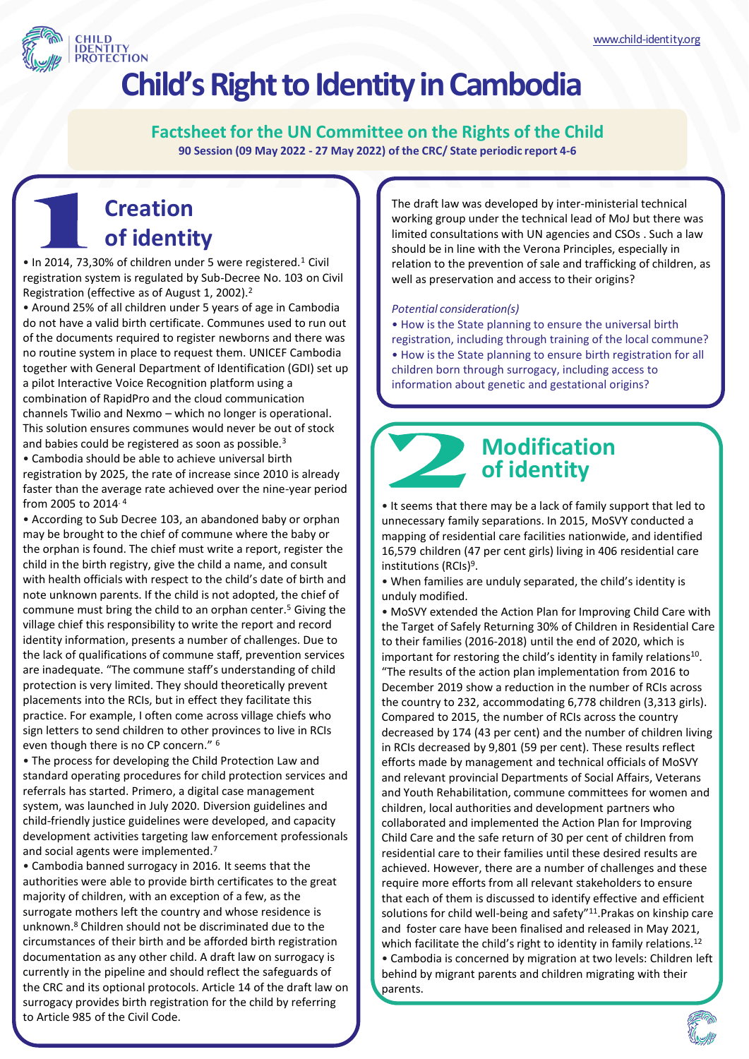# Child's Right to Identity in Cambodia

## Factsheet for the UN Committee on the Rights of the Child

**90 Session (09 May 2022 - 27 May 2022) of the CRC/ State periodic report 4-6**

## 1 Creation of identity

• In 2014, 73,30% of children under 5 were registered.[1] Civil registration system is regulated by Sub-Decree No. 103 on Civil Registration (effective as of August 1, 2002).[2]

• Around 25% of all children under 5 years of age in Cambodia do not have a valid birth certificate. Communes used to run out of the documents required to register newborns and there was no routine system in place to request them. UNICEF Cambodia together with General Department of Identification (GDI) set up a pilot Interactive Voice Recognition platform using a combination of RapidPro and the cloud communication channels Twilio and Nexmo – which no longer is operational. This solution ensures communes would never be out of stock and babies could be registered as soon as possible.[3]

• Cambodia should be able to achieve universal birth registration by 2025, the rate of increase since 2010 is already faster than the average rate achieved over the nine-year period from 2005 to 2014.[4]

• According to Sub Decree 103, an abandoned baby or orphan may be brought to the chief of commune where the baby or the orphan is found. The chief must write a report, register the child in the birth registry, give the child a name, and consult with health officials with respect to the child's date of birth and note unknown parents. If the child is not adopted, the chief of commune must bring the child to an orphan center.[5] Giving the village chief this responsibility to write the report and record identity information, presents a number of challenges. Due to the lack of qualifications of commune staff, prevention services are inadequate. "The commune staff's understanding of child protection is very limited. They should theoretically prevent placements into the RCIs, but in effect they facilitate this practice. For example, I often come across village chiefs who sign letters to send children to other provinces to live in RCIs even though there is no CP concern." [6]

• The process for developing the Child Protection Law and standard operating procedures for child protection services and referrals has started. Primero, a digital case management system, was launched in July 2020. Diversion guidelines and child-friendly justice guidelines were developed, and capacity development activities targeting law enforcement professionals and social agents were implemented.[7]

• Cambodia banned surrogacy in 2016. It seems that the authorities were able to provide birth certificates to the great majority of children, with an exception of a few, as the surrogate mothers left the country and whose residence is unknown.[8] Children should not be discriminated due to the circumstances of their birth and be afforded birth registration documentation as any other child. A draft law on surrogacy is currently in the pipeline and should reflect the safeguards of the CRC and its optional protocols. Article 14 of the draft law on surrogacy provides birth registration for the child by referring to Article 985 of the Civil Code.

The draft law was developed by inter-ministerial technical working group under the technical lead of MoJ but there was limited consultations with UN agencies and CSOs . Such a law should be in line with the Verona Principles, especially in relation to the prevention of sale and trafficking of children, as well as preservation and access to their origins?

*Potential consideration(s)*

• How is the State planning to ensure the universal birth registration, including through training of the local commune?

• How is the State planning to ensure birth registration for all children born through surrogacy, including access to information about genetic and gestational origins?

## 2 Modification of identity

• It seems that there may be a lack of family support that led to unnecessary family separations. In 2015, MoSVY conducted a mapping of residential care facilities nationwide, and identified 16,579 children (47 per cent girls) living in 406 residential care institutions (RCIs)[9].

• When families are unduly separated, the child's identity is unduly modified.

• MoSVY extended the Action Plan for Improving Child Care with the Target of Safely Returning 30% of Children in Residential Care to their families (2016-2018) until the end of 2020, which is important for restoring the child's identity in family relations[10]. "The results of the action plan implementation from 2016 to December 2019 show a reduction in the number of RCIs across the country to 232, accommodating 6,778 children (3,313 girls). Compared to 2015, the number of RCIs across the country decreased by 174 (43 per cent) and the number of children living in RCIs decreased by 9,801 (59 per cent). These results reflect efforts made by management and technical officials of MoSVY and relevant provincial Departments of Social Affairs, Veterans and Youth Rehabilitation, commune committees for women and children, local authorities and development partners who collaborated and implemented the Action Plan for Improving Child Care and the safe return of 30 per cent of children from residential care to their families until these desired results are achieved. However, there are a number of challenges and these require more efforts from all relevant stakeholders to ensure that each of them is discussed to identify effective and efficient solutions for child well-being and safety"[11].Prakas on kinship care and foster care have been finalised and released in May 2021, which facilitate the child's right to identity in family relations.[12]

• Cambodia is concerned by migration at two levels: Children left behind by migrant parents and children migrating with their parents.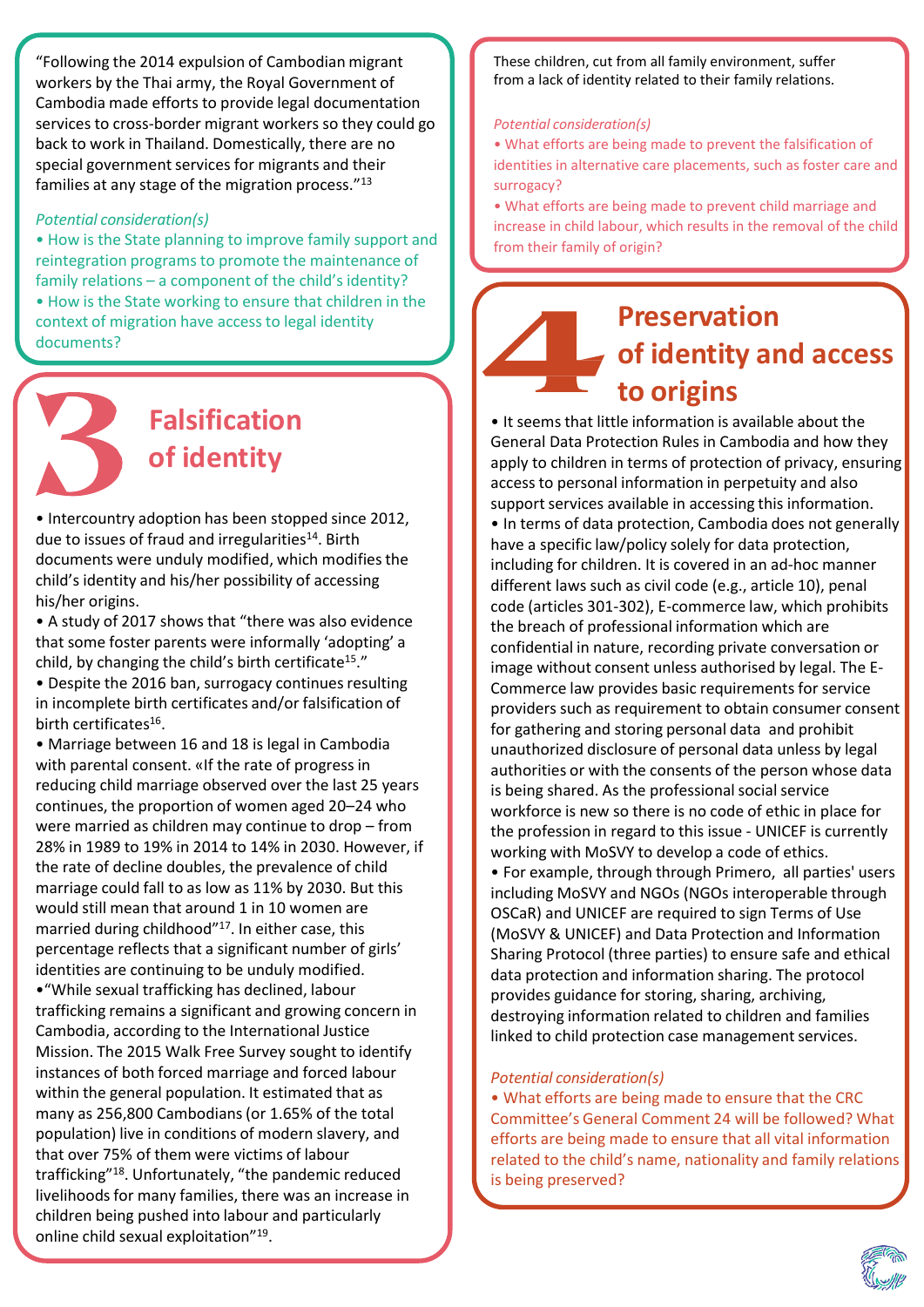"Following the 2014 expulsion of Cambodian migrant workers by the Thai army, the Royal Government of Cambodia made efforts to provide legal documentation services to cross-border migrant workers so they could go back to work in Thailand. Domestically, there are no special government services for migrants and their families at any stage of the migration process."[13]

*Potential consideration(s)*

- How is the State planning to improve family support and reintegration programs to promote the maintenance of family relations – a component of the child's identity?
- How is the State working to ensure that children in the context of migration have access to legal identity documents?

## 3 Falsification of identity

- Intercountry adoption has been stopped since 2012, due to issues of fraud and irregularities[14]. Birth documents were unduly modified, which modifies the child's identity and his/her possibility of accessing his/her origins.
- A study of 2017 shows that "there was also evidence that some foster parents were informally 'adopting' a child, by changing the child's birth certificate[15]."
- Despite the 2016 ban, surrogacy continues resulting in incomplete birth certificates and/or falsification of birth certificates[16].
- Marriage between 16 and 18 is legal in Cambodia with parental consent. «If the rate of progress in reducing child marriage observed over the last 25 years continues, the proportion of women aged 20–24 who were married as children may continue to drop – from 28% in 1989 to 19% in 2014 to 14% in 2030. However, if the rate of decline doubles, the prevalence of child marriage could fall to as low as 11% by 2030. But this would still mean that around 1 in 10 women are married during childhood"[17]. In either case, this percentage reflects that a significant number of girls' identities are continuing to be unduly modified.
- "While sexual trafficking has declined, labour trafficking remains a significant and growing concern in Cambodia, according to the International Justice Mission. The 2015 Walk Free Survey sought to identify instances of both forced marriage and forced labour within the general population. It estimated that as many as 256,800 Cambodians (or 1.65% of the total population) live in conditions of modern slavery, and that over 75% of them were victims of labour trafficking"[18]. Unfortunately, "the pandemic reduced livelihoods for many families, there was an increase in children being pushed into labour and particularly online child sexual exploitation"[19].

These children, cut from all family environment, suffer from a lack of identity related to their family relations.

*Potential consideration(s)*

- What efforts are being made to prevent the falsification of identities in alternative care placements, such as foster care and surrogacy?
- What efforts are being made to prevent child marriage and increase in child labour, which results in the removal of the child from their family of origin?

## 4 Preservation of identity and access to origins

- It seems that little information is available about the General Data Protection Rules in Cambodia and how they apply to children in terms of protection of privacy, ensuring access to personal information in perpetuity and also support services available in accessing this information.
- In terms of data protection, Cambodia does not generally have a specific law/policy solely for data protection, including for children. It is covered in an ad-hoc manner different laws such as civil code (e.g., article 10), penal code (articles 301-302), E-commerce law, which prohibits the breach of professional information which are confidential in nature, recording private conversation or image without consent unless authorised by legal. The E-Commerce law provides basic requirements for service providers such as requirement to obtain consumer consent for gathering and storing personal data and prohibit unauthorized disclosure of personal data unless by legal authorities or with the consents of the person whose data is being shared. As the professional social service workforce is new so there is no code of ethic in place for the profession in regard to this issue - UNICEF is currently working with MoSVY to develop a code of ethics.
- For example, through through Primero, all parties' users including MoSVY and NGOs (NGOs interoperable through OSCaR) and UNICEF are required to sign Terms of Use (MoSVY & UNICEF) and Data Protection and Information Sharing Protocol (three parties) to ensure safe and ethical data protection and information sharing. The protocol provides guidance for storing, sharing, archiving, destroying information related to children and families linked to child protection case management services.

*Potential consideration(s)*

- What efforts are being made to ensure that the CRC Committee's General Comment 24 will be followed? What efforts are being made to ensure that all vital information related to the child's name, nationality and family relations is being preserved?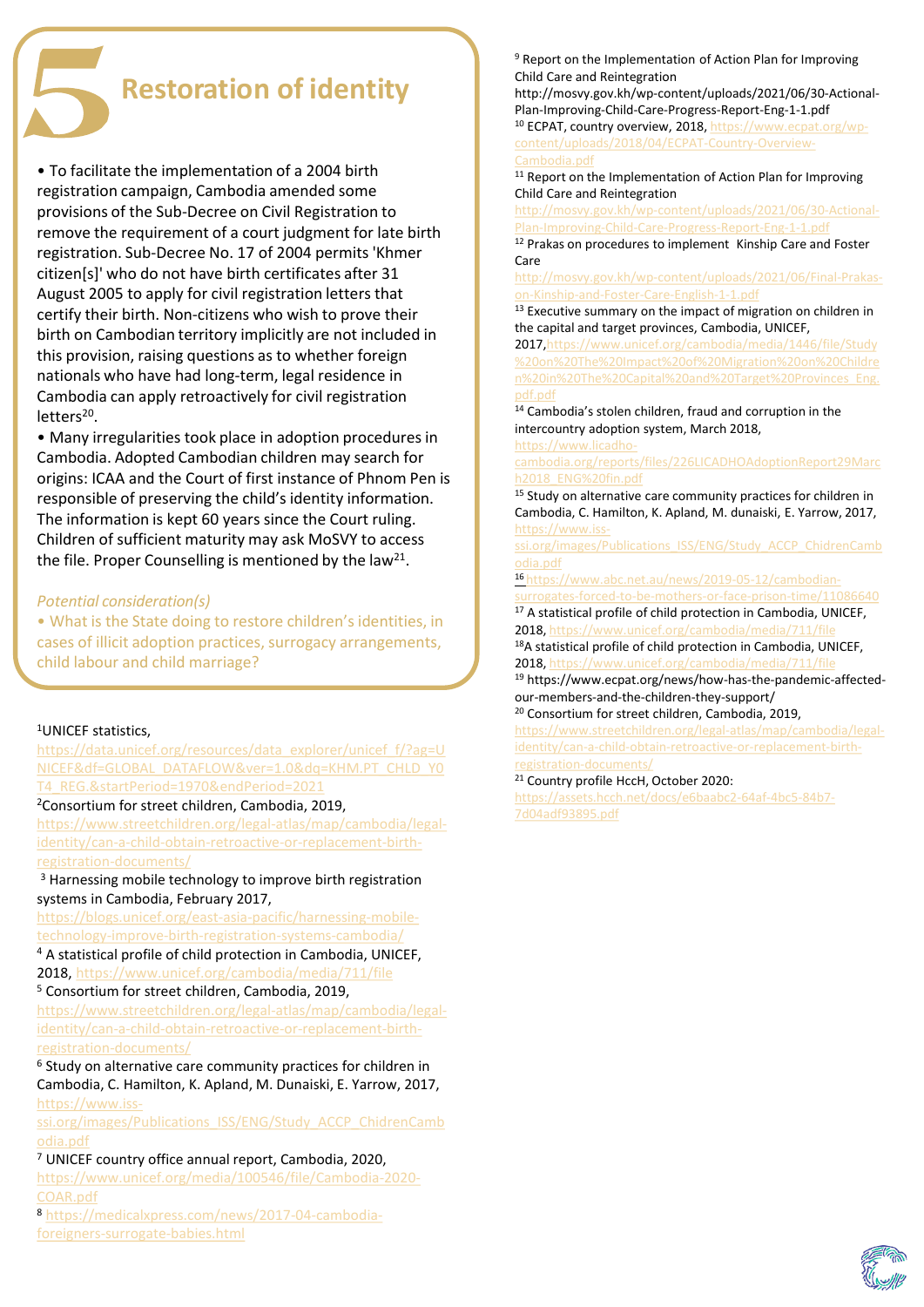# 5 Restoration of identity

- To facilitate the implementation of a 2004 birth registration campaign, Cambodia amended some provisions of the Sub-Decree on Civil Registration to remove the requirement of a court judgment for late birth registration. Sub-Decree No. 17 of 2004 permits 'Khmer citizen[s]' who do not have birth certificates after 31 August 2005 to apply for civil registration letters that certify their birth. Non-citizens who wish to prove their birth on Cambodian territory implicitly are not included in this provision, raising questions as to whether foreign nationals who have had long-term, legal residence in Cambodia can apply retroactively for civil registration letters[20].
- Many irregularities took place in adoption procedures in Cambodia. Adopted Cambodian children may search for origins: ICAA and the Court of first instance of Phnom Pen is responsible of preserving the child's identity information. The information is kept 60 years since the Court ruling. Children of sufficient maturity may ask MoSVY to access the file. Proper Counselling is mentioned by the law[21].

*Potential consideration(s)*

- What is the State doing to restore children's identities, in cases of illicit adoption practices, surrogacy arrangements, child labour and child marriage?

---

[1] UNICEF statistics, https://data.unicef.org/resources/data_explorer/unicef_f/?ag=UNICEF&df=GLOBAL_DATAFLOW&ver=1.0&dq=KHM.PT_CHLD_Y0T4_REG.&startPeriod=1970&endPeriod=2021

[2] Consortium for street children, Cambodia, 2019, https://www.streetchildren.org/legal-atlas/map/cambodia/legal-identity/can-a-child-obtain-retroactive-or-replacement-birth-registration-documents/

[3] Harnessing mobile technology to improve birth registration systems in Cambodia, February 2017, https://blogs.unicef.org/east-asia-pacific/harnessing-mobile-technology-improve-birth-registration-systems-cambodia/

[4] A statistical profile of child protection in Cambodia, UNICEF, 2018, https://www.unicef.org/cambodia/media/711/file

[5] Consortium for street children, Cambodia, 2019, https://www.streetchildren.org/legal-atlas/map/cambodia/legal-identity/can-a-child-obtain-retroactive-or-replacement-birth-registration-documents/

[6] Study on alternative care community practices for children in Cambodia, C. Hamilton, K. Apland, M. Dunaiski, E. Yarrow, 2017, https://www.iss-ssi.org/images/Publications_ISS/ENG/Study_ACCP_ChildrenCambodia.pdf

[7] UNICEF country office annual report, Cambodia, 2020, https://www.unicef.org/media/100546/file/Cambodia-2020-COAR.pdf

[8] https://medicalxpress.com/news/2017-04-cambodia-foreigners-surrogate-babies.html

[9] Report on the Implementation of Action Plan for Improving Child Care and Reintegration http://mosvy.gov.kh/wp-content/uploads/2021/06/30-Actional-Plan-Improving-Child-Care-Progress-Report-Eng-1-1.pdf

[10] ECPAT, country overview, 2018, https://www.ecpat.org/wp-content/uploads/2018/04/ECPAT-Country-Overview-Cambodia.pdf

[11] Report on the Implementation of Action Plan for Improving Child Care and Reintegration http://mosvy.gov.kh/wp-content/uploads/2021/06/30-Actional-Plan-Improving-Child-Care-Progress-Report-Eng-1-1.pdf

[12] Prakas on procedures to implement Kinship Care and Foster Care http://mosvy.gov.kh/wp-content/uploads/2021/06/Final-Prakas-on-Kinship-and-Foster-Care-English-1-1.pdf

[13] Executive summary on the impact of migration on children in the capital and target provinces, Cambodia, UNICEF, 2017, https://www.unicef.org/cambodia/media/1446/file/Study%20on%20The%20Impact%20of%20Migration%20on%20Children%20in%20The%20Capital%20and%20Target%20Provinces_Eng.pdf.pdf

[14] Cambodia's stolen children, fraud and corruption in the intercountry adoption system, March 2018, https://www.licadho-cambodia.org/reports/files/226LICADHOAdoptionReport29March2018_ENG%20fin.pdf

[15] Study on alternative care community practices for children in Cambodia, C. Hamilton, K. Apland, M. dunaiski, E. Yarrow, 2017, https://www.iss-ssi.org/images/Publications_ISS/ENG/Study_ACCP_ChildrenCambodia.pdf

[16] https://www.abc.net.au/news/2019-05-12/cambodian-surrogates-forced-to-be-mothers-or-face-prison-time/11086640

[17] A statistical profile of child protection in Cambodia, UNICEF, 2018, https://www.unicef.org/cambodia/media/711/file

[18] A statistical profile of child protection in Cambodia, UNICEF, 2018, https://www.unicef.org/cambodia/media/711/file

[19] https://www.ecpat.org/news/how-has-the-pandemic-affected-our-members-and-the-children-they-support/

[20] Consortium for street children, Cambodia, 2019, https://www.streetchildren.org/legal-atlas/map/cambodia/legal-identity/can-a-child-obtain-retroactive-or-replacement-birth-registration-documents/

[21] Country profile HccH, October 2020: https://assets.hcch.net/docs/e6baabc2-64af-4bc5-84b7-7d04adf93895.pdf